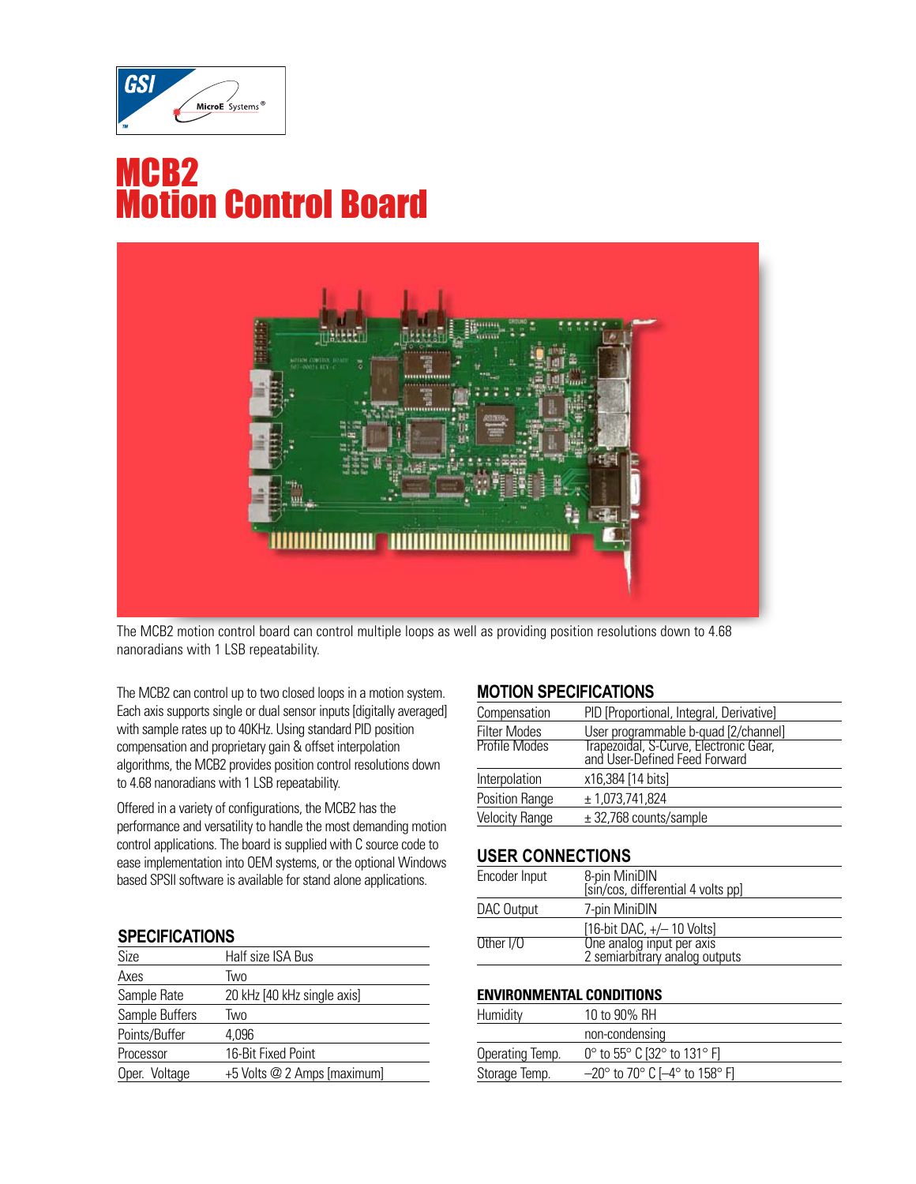GSI MicroE Systems

# MCB2 Motion Control Board

The MCB2 motion control board can control multiple loops as well as providing position resolutions down to 4.68 nanoradians with 1 LSB repeatability.

The MCB2 can control up to two closed loops in a motion system. Each axis supports single or dual sensor inputs [digitally averaged] with sample rates up to 40KHz. Using standard PID position compensation and proprietary gain & offset interpolation algorithms, the MCB2 provides position control resolutions down to 4.68 nanoradians with 1 LSB repeatability.

Offered in a variety of configurations, the MCB2 has the performance and versatility to handle the most demanding motion control applications. The board is supplied with C source code to ease implementation into OEM systems, or the optional Windows based SPSII software is available for stand alone applications.

## SPECIFICATIONS

| | |
|---|---|
| Size | Half size ISA Bus |
| Axes | Two |
| Sample Rate | 20 kHz [40 kHz single axis] |
| Sample Buffers | Two |
| Points/Buffer | 4,096 |
| Processor | 16-Bit Fixed Point |
| Oper. Voltage | +5 Volts @ 2 Amps [maximum] |

## MOTION SPECIFICATIONS

| | |
|---|---|
| Compensation | PID [Proportional, Integral, Derivative] |
| Filter Modes | User programmable b-quad [2/channel] |
| Profile Modes | Trapezoidal, S-Curve, Electronic Gear, and User-Defined Feed Forward |
| Interpolation | x16,384 [14 bits] |
| Position Range | ± 1,073,741,824 |
| Velocity Range | ± 32,768 counts/sample |

## USER CONNECTIONS

| | |
|---|---|
| Encoder Input | 8-pin MiniDIN [sin/cos, differential 4 volts pp] |
| DAC Output | 7-pin MiniDIN [16-bit DAC, +/– 10 Volts] |
| Other I/O | One analog input per axis 2 semiarbitrary analog outputs |

## ENVIRONMENTAL CONDITIONS

| | |
|---|---|
| Humidity | 10 to 90% RH non-condensing |
| Operating Temp. | 0° to 55° C [32° to 131° F] |
| Storage Temp. | –20° to 70° C [–4° to 158° F] |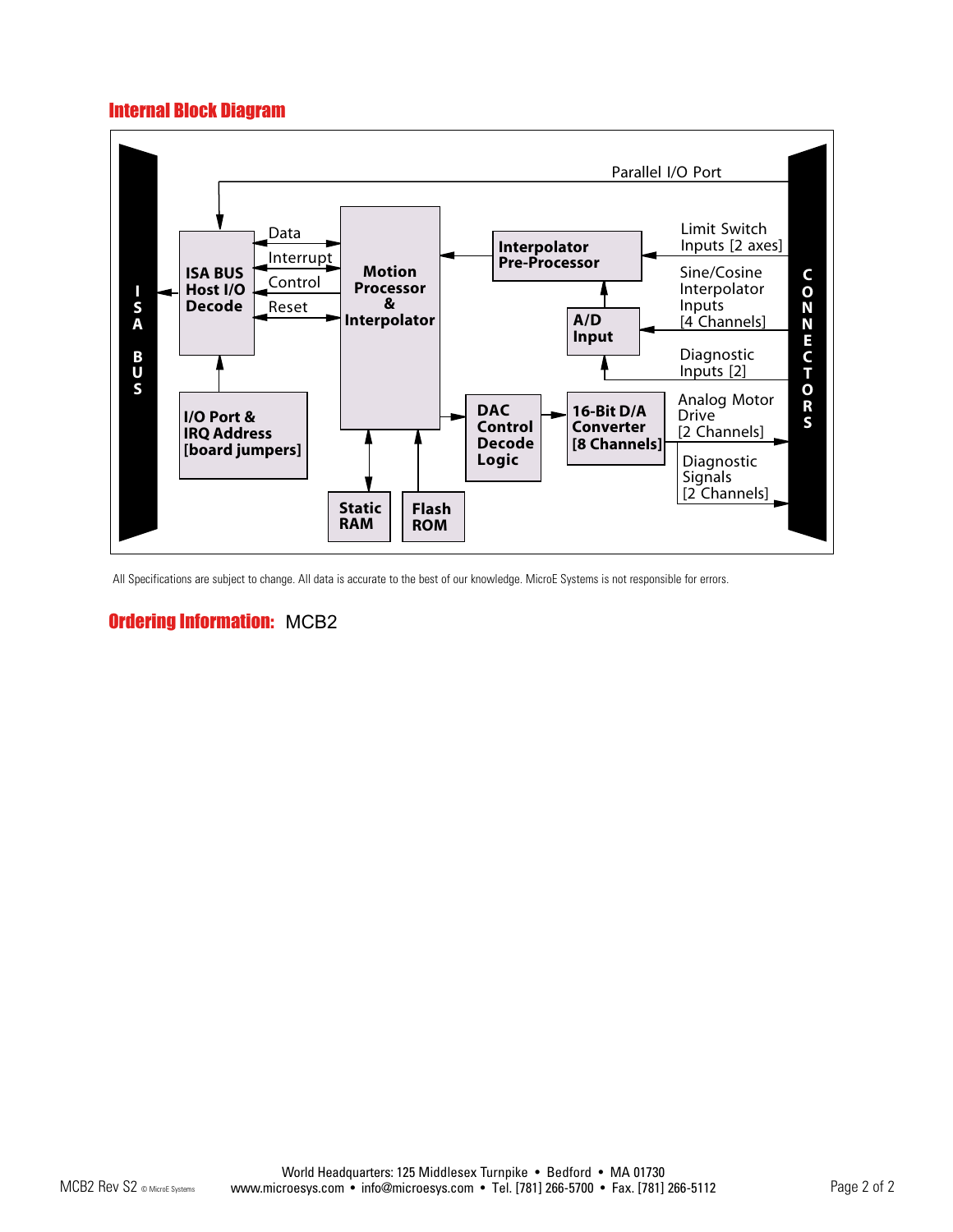## Internal Block Diagram

I S A B U S

Parallel I/O Port

ISA BUS Host I/O Decode

Data

Interrupt

Control

Reset

Motion Processor & Interpolator

Interpolator Pre-Processor

Limit Switch Inputs [2 axes]

Sine/Cosine Interpolator Inputs [4 Channels]

A/D Input

Diagnostic Inputs [2]

I/O Port & IRQ Address [board jumpers]

DAC Control Decode Logic

16-Bit D/A Converter [8 Channels]

Analog Motor Drive [2 Channels]

Diagnostic Signals [2 Channels]

Static RAM

Flash ROM

C O N N E C T O R S

All Specifications are subject to change. All data is accurate to the best of our knowledge. MicroE Systems is not responsible for errors.

## Ordering Information: MCB2

World Headquarters: 125 Middlesex Turnpike • Bedford • MA 01730
www.microesys.com • info@microesys.com • Tel. [781] 266-5700 • Fax. [781] 266-5112

MCB2 Rev S2 © MicroE Systems